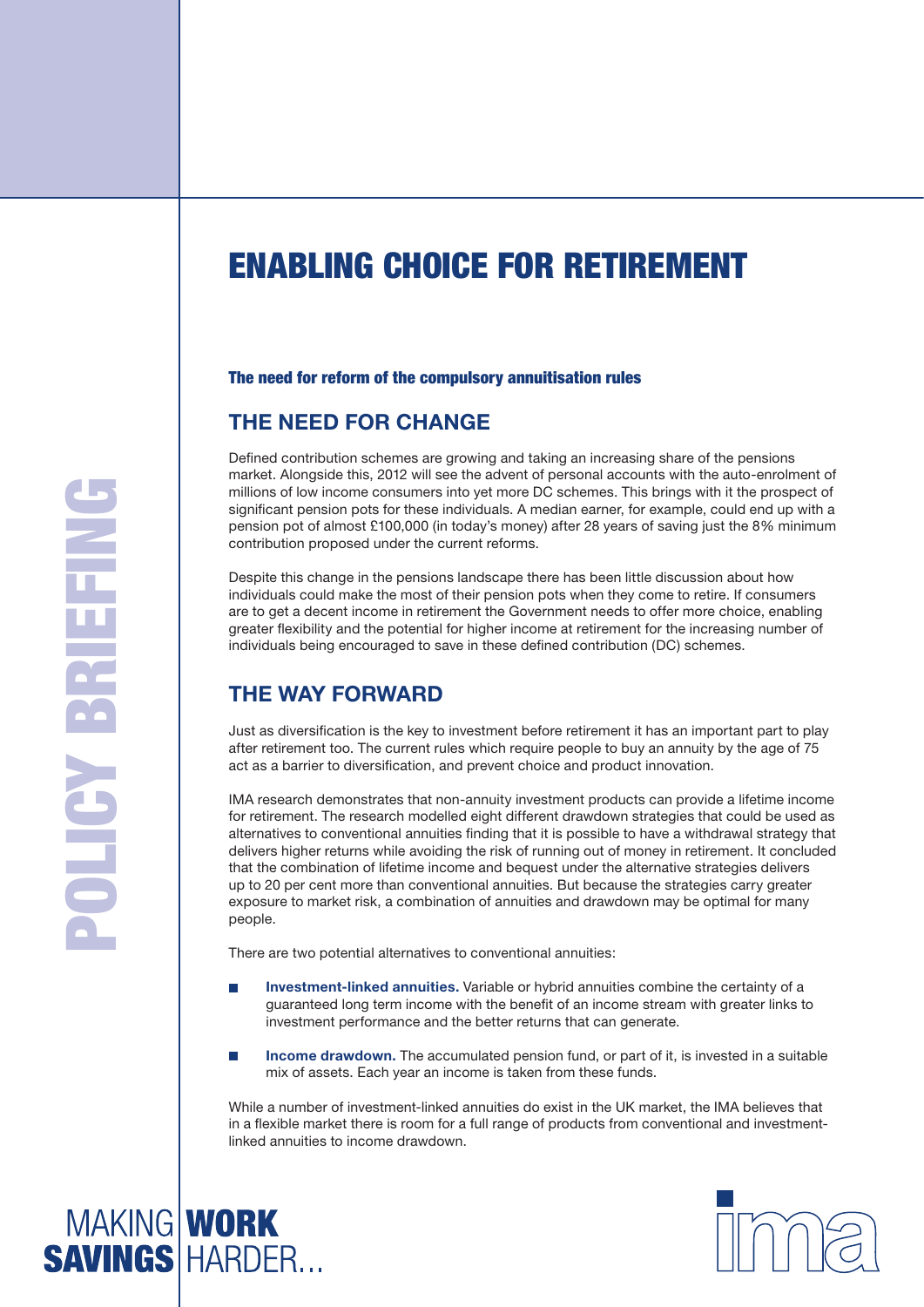# ENABLING CHOICE FOR RETIREMENT

**The need for reform of the compulsory annuitisation rules**

## THE NEED FOR CHANGE

Defined contribution schemes are growing and taking an increasing share of the pensions market. Alongside this, 2012 will see the advent of personal accounts with the auto-enrolment of millions of low income consumers into yet more DC schemes. This brings with it the prospect of significant pension pots for these individuals. A median earner, for example, could end up with a pension pot of almost £100,000 (in today's money) after 28 years of saving just the 8% minimum contribution proposed under the current reforms.

Despite this change in the pensions landscape there has been little discussion about how individuals could make the most of their pension pots when they come to retire. If consumers are to get a decent income in retirement the Government needs to offer more choice, enabling greater flexibility and the potential for higher income at retirement for the increasing number of individuals being encouraged to save in these defined contribution (DC) schemes.

## THE WAY FORWARD

Just as diversification is the key to investment before retirement it has an important part to play after retirement too. The current rules which require people to buy an annuity by the age of 75 act as a barrier to diversification, and prevent choice and product innovation.

IMA research demonstrates that non-annuity investment products can provide a lifetime income for retirement. The research modelled eight different drawdown strategies that could be used as alternatives to conventional annuities finding that it is possible to have a withdrawal strategy that delivers higher returns while avoiding the risk of running out of money in retirement. It concluded that the combination of lifetime income and bequest under the alternative strategies delivers up to 20 per cent more than conventional annuities. But because the strategies carry greater exposure to market risk, a combination of annuities and drawdown may be optimal for many people.

There are two potential alternatives to conventional annuities:

- **Investment-linked annuities.** Variable or hybrid annuities combine the certainty of a guaranteed long term income with the benefit of an income stream with greater links to investment performance and the better returns that can generate.
- **Income drawdown.** The accumulated pension fund, or part of it, is invested in a suitable mix of assets. Each year an income is taken from these funds.

While a number of investment-linked annuities do exist in the UK market, the IMA believes that in a flexible market there is room for a full range of products from conventional and investment-linked annuities to income drawdown.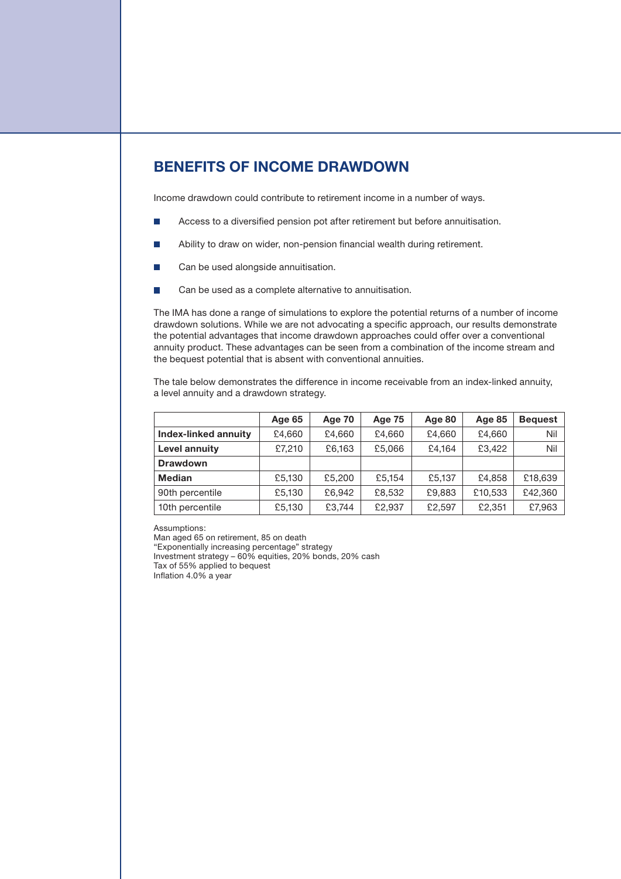## BENEFITS OF INCOME DRAWDOWN

Income drawdown could contribute to retirement income in a number of ways.

- Access to a diversified pension pot after retirement but before annuitisation.
- Ability to draw on wider, non-pension financial wealth during retirement.
- Can be used alongside annuitisation.
- Can be used as a complete alternative to annuitisation.

The IMA has done a range of simulations to explore the potential returns of a number of income drawdown solutions. While we are not advocating a specific approach, our results demonstrate the potential advantages that income drawdown approaches could offer over a conventional annuity product. These advantages can be seen from a combination of the income stream and the bequest potential that is absent with conventional annuities.

The tale below demonstrates the difference in income receivable from an index-linked annuity, a level annuity and a drawdown strategy.

| | Age 65 | Age 70 | Age 75 | Age 80 | Age 85 | Bequest |
|---|---|---|---|---|---|---|
| **Index-linked annuity** | £4,660 | £4,660 | £4,660 | £4,660 | £4,660 | Nil |
| **Level annuity** | £7,210 | £6,163 | £5,066 | £4,164 | £3,422 | Nil |
| **Drawdown** | | | | | | |
| **Median** | £5,130 | £5,200 | £5,154 | £5,137 | £4,858 | £18,639 |
| 90th percentile | £5,130 | £6,942 | £8,532 | £9,883 | £10,533 | £42,360 |
| 10th percentile | £5,130 | £3,744 | £2,937 | £2,597 | £2,351 | £7,963 |

Assumptions:
Man aged 65 on retirement, 85 on death
"Exponentially increasing percentage" strategy
Investment strategy – 60% equities, 20% bonds, 20% cash
Tax of 55% applied to bequest
Inflation 4.0% a year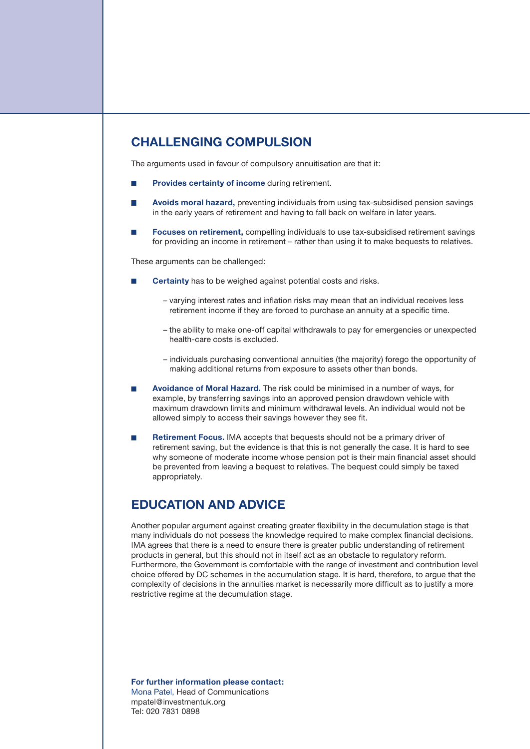## CHALLENGING COMPULSION

The arguments used in favour of compulsory annuitisation are that it:

- **Provides certainty of income** during retirement.
- **Avoids moral hazard,** preventing individuals from using tax-subsidised pension savings in the early years of retirement and having to fall back on welfare in later years.
- **Focuses on retirement,** compelling individuals to use tax-subsidised retirement savings for providing an income in retirement – rather than using it to make bequests to relatives.

These arguments can be challenged:

- **Certainty** has to be weighed against potential costs and risks.
  - varying interest rates and inflation risks may mean that an individual receives less retirement income if they are forced to purchase an annuity at a specific time.
  - the ability to make one-off capital withdrawals to pay for emergencies or unexpected health-care costs is excluded.
  - individuals purchasing conventional annuities (the majority) forego the opportunity of making additional returns from exposure to assets other than bonds.
- **Avoidance of Moral Hazard.** The risk could be minimised in a number of ways, for example, by transferring savings into an approved pension drawdown vehicle with maximum drawdown limits and minimum withdrawal levels. An individual would not be allowed simply to access their savings however they see fit.
- **Retirement Focus.** IMA accepts that bequests should not be a primary driver of retirement saving, but the evidence is that this is not generally the case. It is hard to see why someone of moderate income whose pension pot is their main financial asset should be prevented from leaving a bequest to relatives. The bequest could simply be taxed appropriately.

## EDUCATION AND ADVICE

Another popular argument against creating greater flexibility in the decumulation stage is that many individuals do not possess the knowledge required to make complex financial decisions. IMA agrees that there is a need to ensure there is greater public understanding of retirement products in general, but this should not in itself act as an obstacle to regulatory reform. Furthermore, the Government is comfortable with the range of investment and contribution level choice offered by DC schemes in the accumulation stage. It is hard, therefore, to argue that the complexity of decisions in the annuities market is necessarily more difficult as to justify a more restrictive regime at the decumulation stage.

**For further information please contact:**
Mona Patel, Head of Communications
mpatel@investmentuk.org
Tel: 020 7831 0898